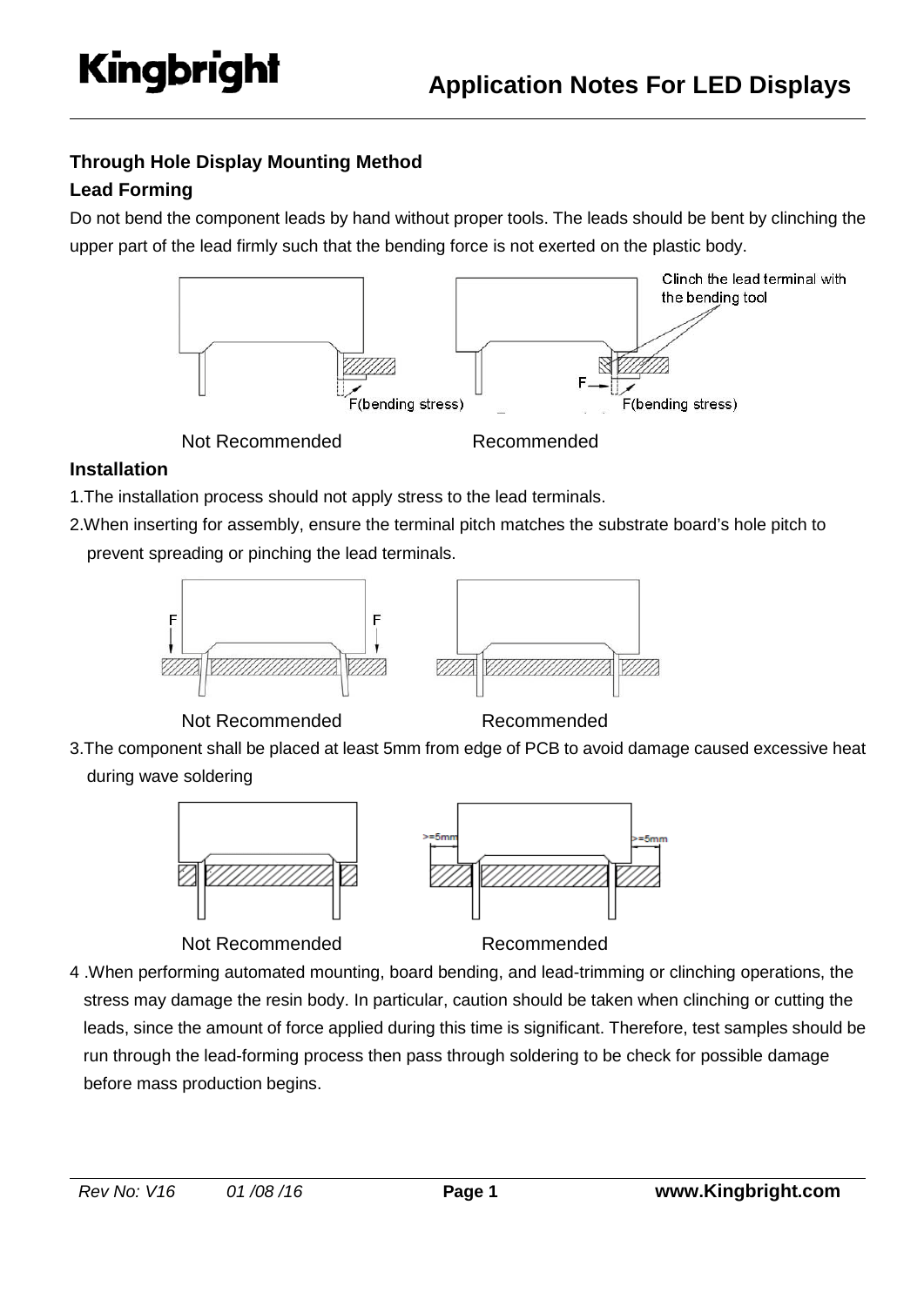## Through Hole Display Mounting Method

### Lead Forming

Do not bend the component leads by hand without proper tools. The leads should be bent by clinching the upper part of the lead firmly such that the bending force is not exerted on the plastic body.

Clinch the lead terminal with the bending tool

F(bending stress) F F(bending stress)

Not Recommended Recommended

### Installation

1.The installation process should not apply stress to the lead terminals.

2.When inserting for assembly, ensure the terminal pitch matches the substrate board's hole pitch to prevent spreading or pinching the lead terminals.

Not Recommended Recommended

3.The component shall be placed at least 5mm from edge of PCB to avoid damage caused excessive heat during wave soldering

>=5mm >=5mm

Not Recommended Recommended

4 .When performing automated mounting, board bending, and lead-trimming or clinching operations, the stress may damage the resin body. In particular, caution should be taken when clinching or cutting the leads, since the amount of force applied during this time is significant. Therefore, test samples should be run through the lead-forming process then pass through soldering to be check for possible damage before mass production begins.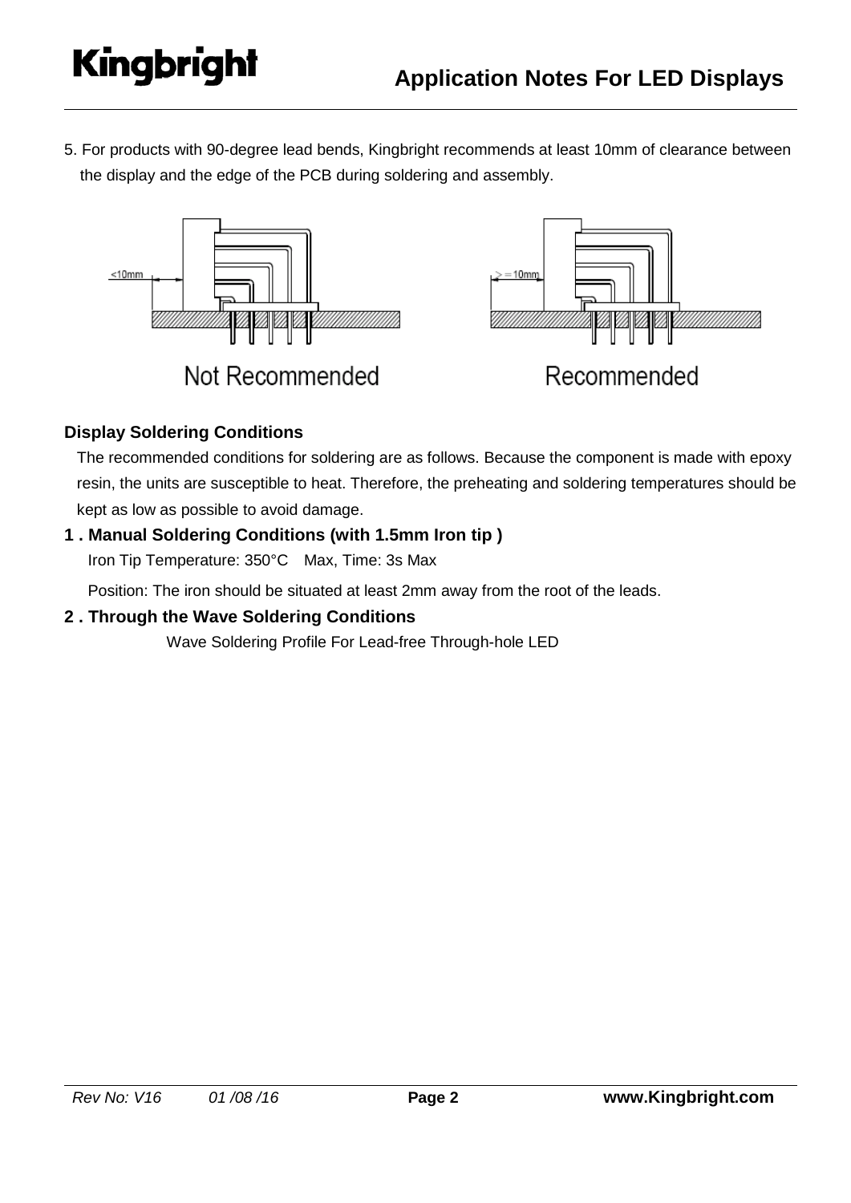5. For products with 90-degree lead bends, Kingbright recommends at least 10mm of clearance between the display and the edge of the PCB during soldering and assembly.

Not Recommended

Recommended

### Display Soldering Conditions

The recommended conditions for soldering are as follows. Because the component is made with epoxy resin, the units are susceptible to heat. Therefore, the preheating and soldering temperatures should be kept as low as possible to avoid damage.

**1 . Manual Soldering Conditions (with 1.5mm Iron tip )**

Iron Tip Temperature: 350°C Max, Time: 3s Max

Position: The iron should be situated at least 2mm away from the root of the leads.

**2 . Through the Wave Soldering Conditions**

Wave Soldering Profile For Lead-free Through-hole LED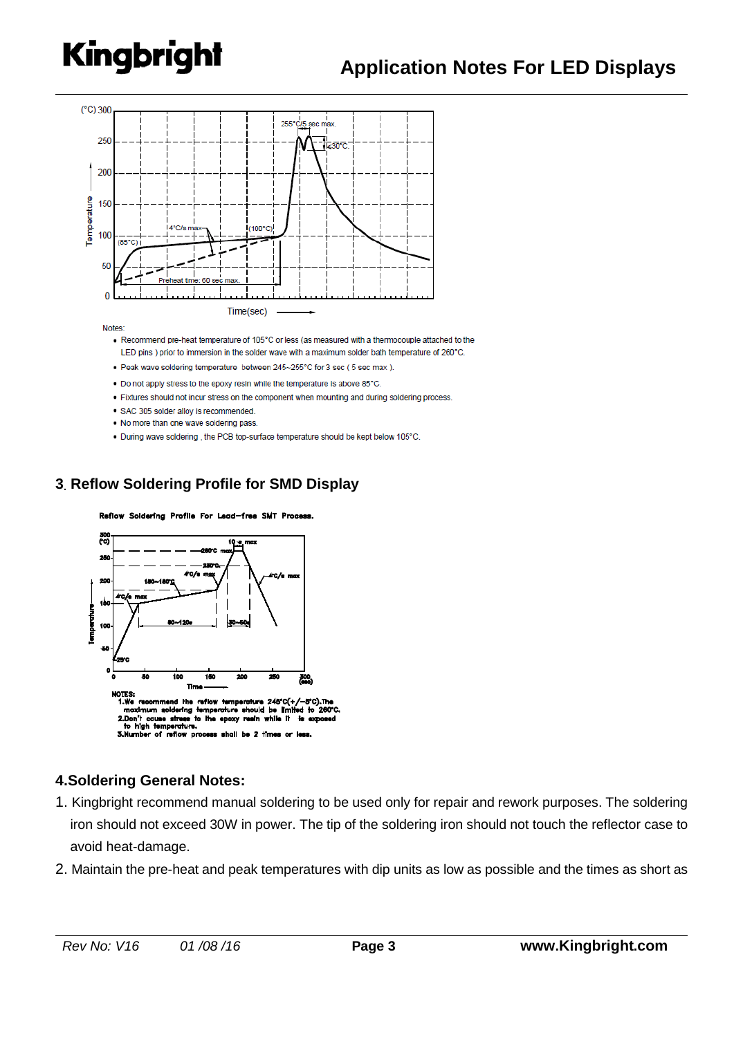Notes:

- Recommend pre-heat temperature of 105°C or less (as measured with a thermocouple attached to the LED pins ) prior to immersion in the solder wave with a maximum solder bath temperature of 260°C.
- Peak wave soldering temperature between 245~255°C for 3 sec ( 5 sec max ).
- Do not apply stress to the epoxy resin while the temperature is above 85°C.
- Fixtures should not incur stress on the component when mounting and during soldering process.
- SAC 305 solder alloy is recommended.
- No more than one wave soldering pass.
- During wave soldering , the PCB top-surface temperature should be kept below 105°C.

## 3. Reflow Soldering Profile for SMD Display

Reflow Soldering Profile For Lead-free SMT Process.

NOTES:
1. We recommend the reflow temperature 245°C(+/−5°C).The maximum soldering temperature should be limited to 260°C.
2. Don't cause stress to the epoxy resin while it is exposed to high temperature.
3. Number of reflow process shall be 2 times or less.

## 4.Soldering General Notes:

1. Kingbright recommend manual soldering to be used only for repair and rework purposes. The soldering iron should not exceed 30W in power. The tip of the soldering iron should not touch the reflector case to avoid heat-damage.
2. Maintain the pre-heat and peak temperatures with dip units as low as possible and the times as short as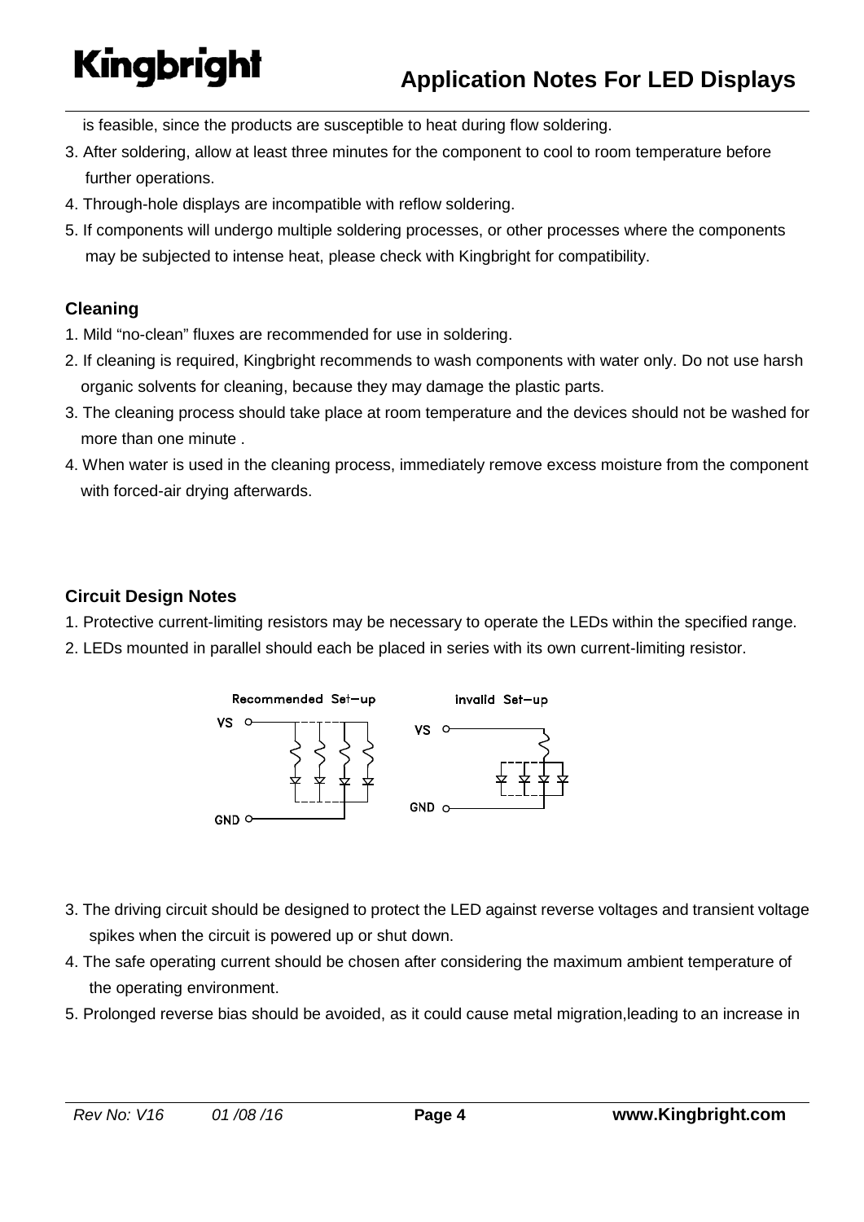is feasible, since the products are susceptible to heat during flow soldering.

3. After soldering, allow at least three minutes for the component to cool to room temperature before further operations.
4. Through-hole displays are incompatible with reflow soldering.
5. If components will undergo multiple soldering processes, or other processes where the components may be subjected to intense heat, please check with Kingbright for compatibility.

### Cleaning

1. Mild "no-clean" fluxes are recommended for use in soldering.
2. If cleaning is required, Kingbright recommends to wash components with water only. Do not use harsh organic solvents for cleaning, because they may damage the plastic parts.
3. The cleaning process should take place at room temperature and the devices should not be washed for more than one minute .
4. When water is used in the cleaning process, immediately remove excess moisture from the component with forced-air drying afterwards.

### Circuit Design Notes

1. Protective current-limiting resistors may be necessary to operate the LEDs within the specified range.
2. LEDs mounted in parallel should each be placed in series with its own current-limiting resistor.

Recommended Set−up | invalid Set−up

VS | GND

3. The driving circuit should be designed to protect the LED against reverse voltages and transient voltage spikes when the circuit is powered up or shut down.
4. The safe operating current should be chosen after considering the maximum ambient temperature of the operating environment.
5. Prolonged reverse bias should be avoided, as it could cause metal migration,leading to an increase in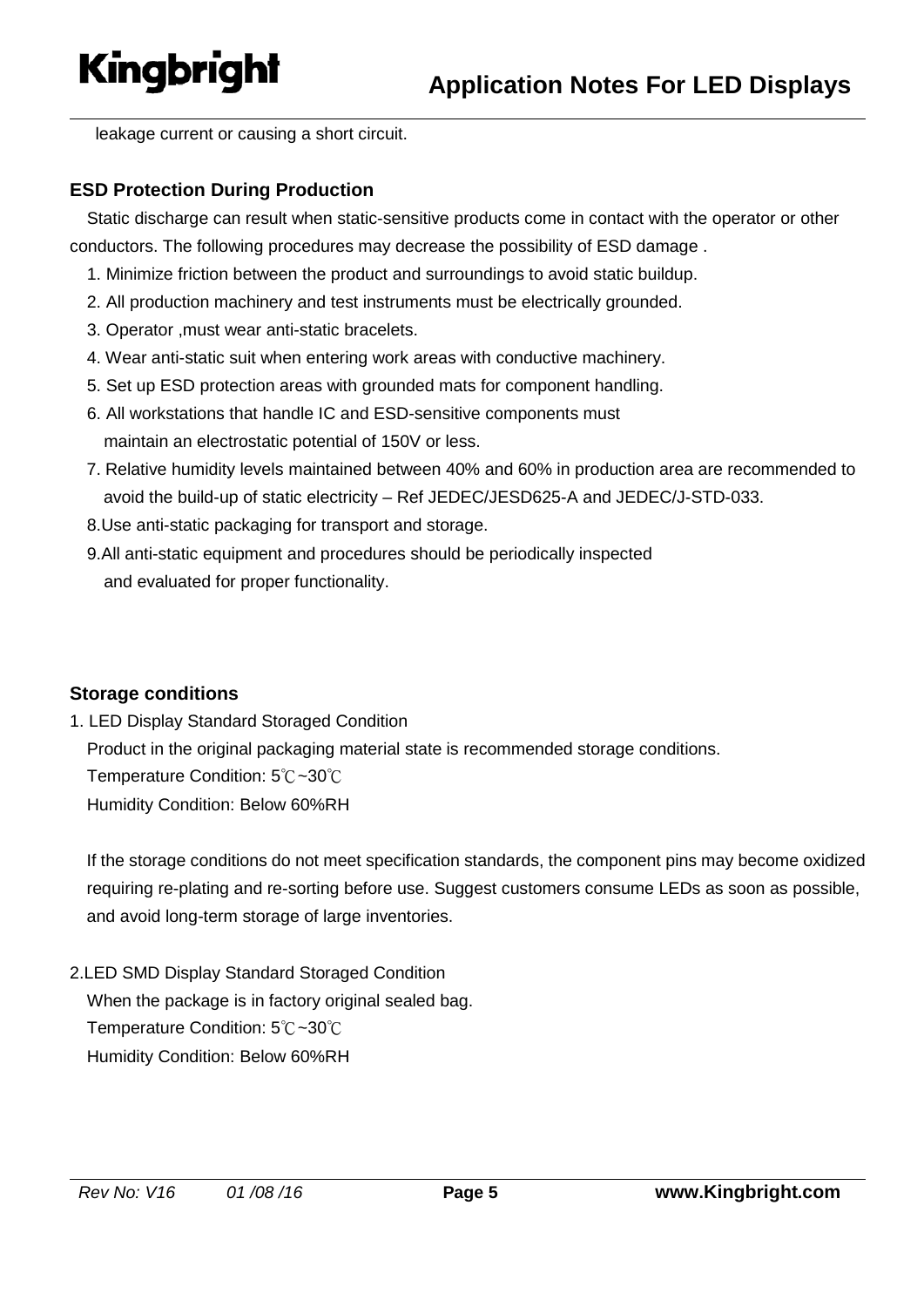leakage current or causing a short circuit.

## ESD Protection During Production

Static discharge can result when static-sensitive products come in contact with the operator or other conductors. The following procedures may decrease the possibility of ESD damage .

1. Minimize friction between the product and surroundings to avoid static buildup.
2. All production machinery and test instruments must be electrically grounded.
3. Operator ,must wear anti-static bracelets.
4. Wear anti-static suit when entering work areas with conductive machinery.
5. Set up ESD protection areas with grounded mats for component handling.
6. All workstations that handle IC and ESD-sensitive components must maintain an electrostatic potential of 150V or less.
7. Relative humidity levels maintained between 40% and 60% in production area are recommended to avoid the build-up of static electricity – Ref JEDEC/JESD625-A and JEDEC/J-STD-033.
8. Use anti-static packaging for transport and storage.
9. All anti-static equipment and procedures should be periodically inspected and evaluated for proper functionality.

## Storage conditions

1. LED Display Standard Storaged Condition

   Product in the original packaging material state is recommended storage conditions.

   Temperature Condition: 5℃~30℃

   Humidity Condition: Below 60%RH

   If the storage conditions do not meet specification standards, the component pins may become oxidized requiring re-plating and re-sorting before use. Suggest customers consume LEDs as soon as possible, and avoid long-term storage of large inventories.

2. LED SMD Display Standard Storaged Condition

   When the package is in factory original sealed bag.

   Temperature Condition: 5℃~30℃

   Humidity Condition: Below 60%RH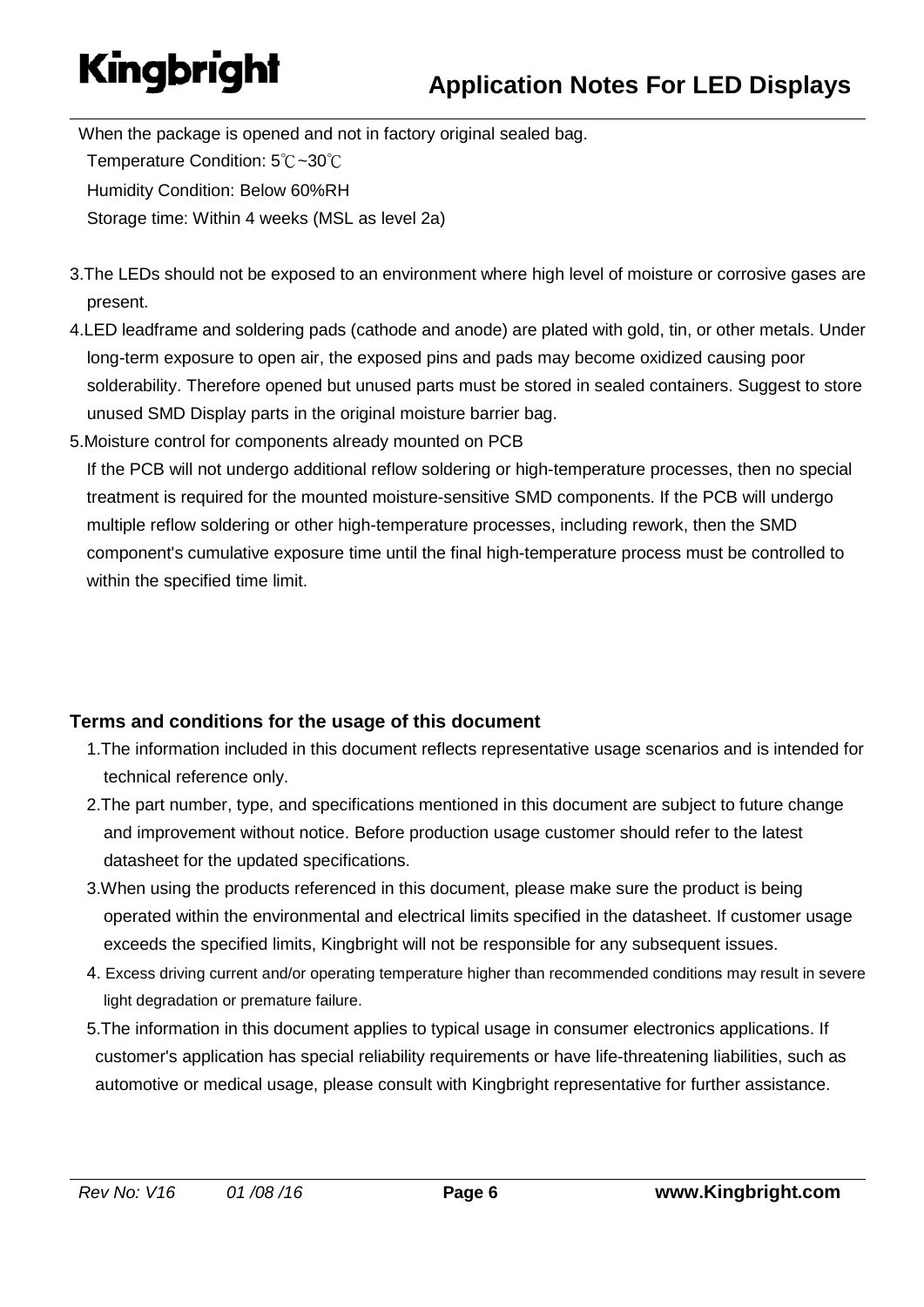When the package is opened and not in factory original sealed bag.

Temperature Condition: 5℃~30℃

Humidity Condition: Below 60%RH

Storage time: Within 4 weeks (MSL as level 2a)

3.The LEDs should not be exposed to an environment where high level of moisture or corrosive gases are present.

4.LED leadframe and soldering pads (cathode and anode) are plated with gold, tin, or other metals. Under long-term exposure to open air, the exposed pins and pads may become oxidized causing poor solderability. Therefore opened but unused parts must be stored in sealed containers. Suggest to store unused SMD Display parts in the original moisture barrier bag.

5.Moisture control for components already mounted on PCB

If the PCB will not undergo additional reflow soldering or high-temperature processes, then no special treatment is required for the mounted moisture-sensitive SMD components. If the PCB will undergo multiple reflow soldering or other high-temperature processes, including rework, then the SMD component's cumulative exposure time until the final high-temperature process must be controlled to within the specified time limit.

**Terms and conditions for the usage of this document**

1.The information included in this document reflects representative usage scenarios and is intended for technical reference only.

2.The part number, type, and specifications mentioned in this document are subject to future change and improvement without notice. Before production usage customer should refer to the latest datasheet for the updated specifications.

3.When using the products referenced in this document, please make sure the product is being operated within the environmental and electrical limits specified in the datasheet. If customer usage exceeds the specified limits, Kingbright will not be responsible for any subsequent issues.

4. Excess driving current and/or operating temperature higher than recommended conditions may result in severe light degradation or premature failure.

5.The information in this document applies to typical usage in consumer electronics applications. If customer's application has special reliability requirements or have life-threatening liabilities, such as automotive or medical usage, please consult with Kingbright representative for further assistance.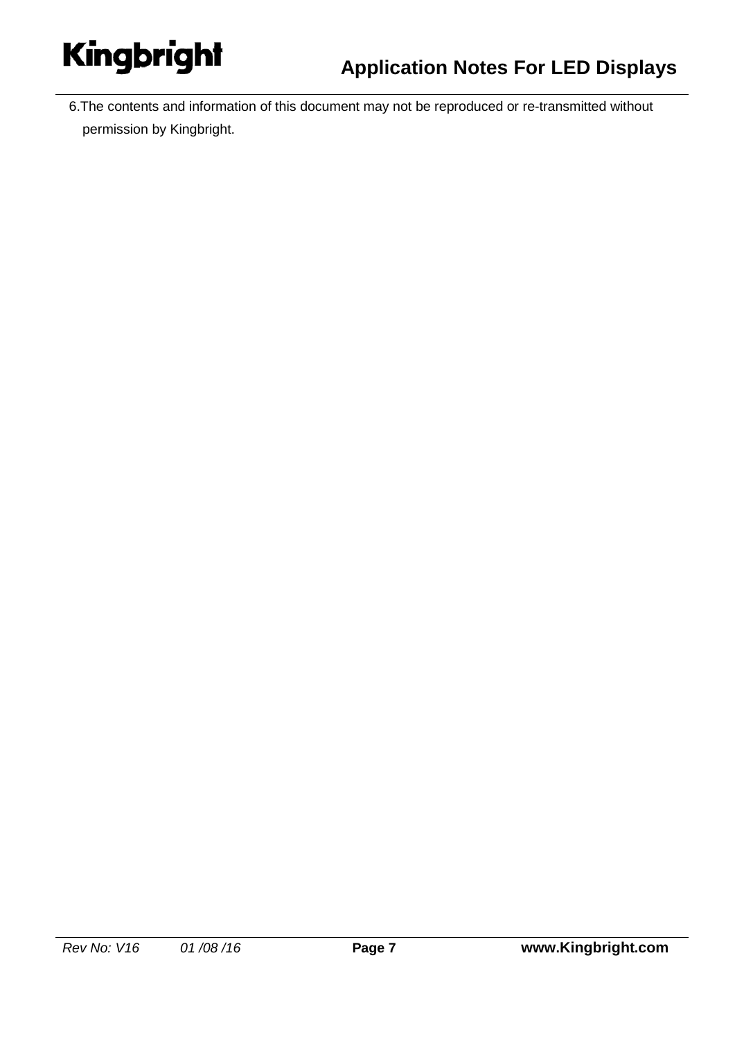6. The contents and information of this document may not be reproduced or re-transmitted without permission by Kingbright.